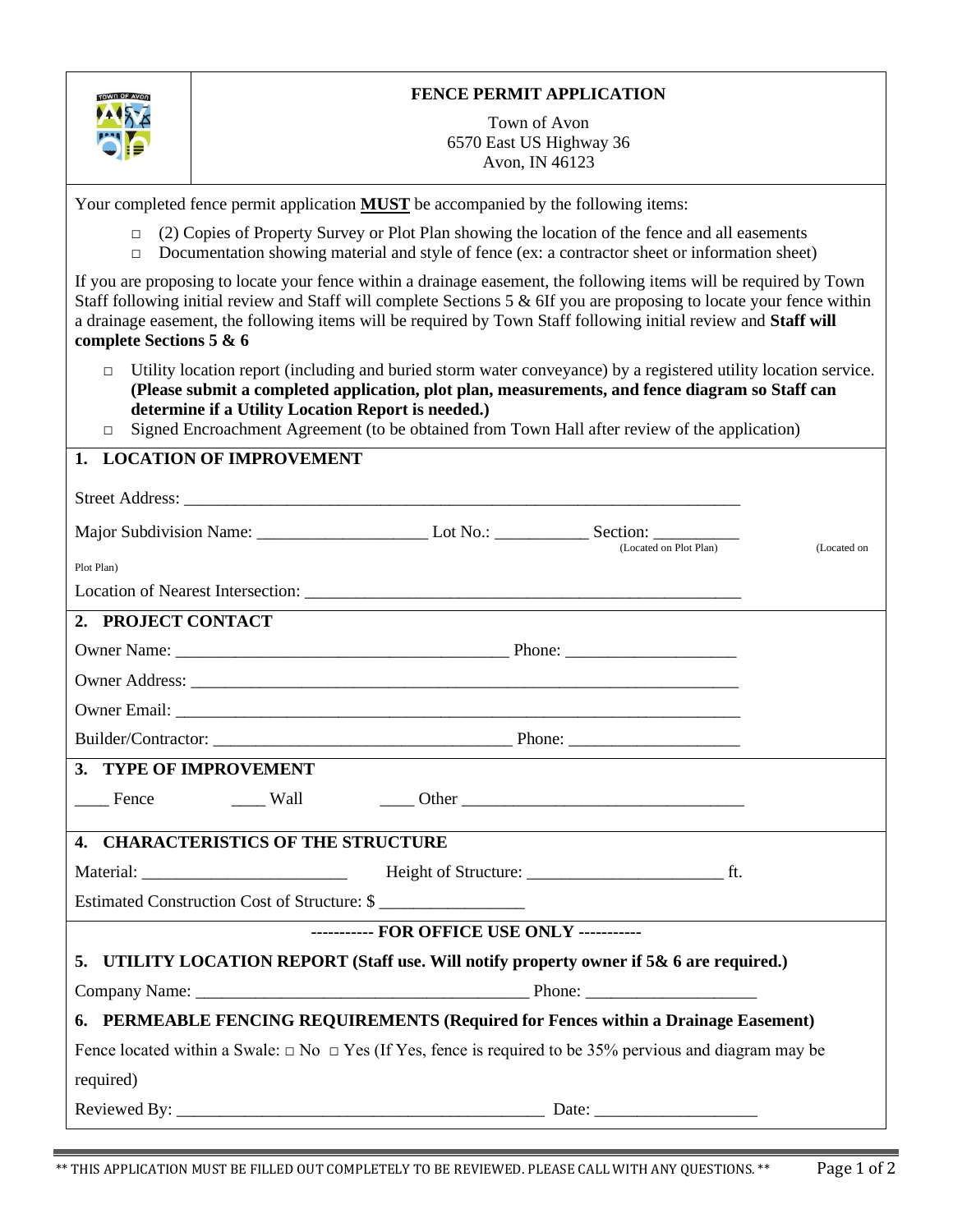# FENCE PERMIT APPLICATION

Town of Avon
6570 East US Highway 36
Avon, IN 46123

Your completed fence permit application **MUST** be accompanied by the following items:

- ☐ (2) Copies of Property Survey or Plot Plan showing the location of the fence and all easements
- ☐ Documentation showing material and style of fence (ex: a contractor sheet or information sheet)

If you are proposing to locate your fence within a drainage easement, the following items will be required by Town Staff following initial review and Staff will complete Sections 5 & 6If you are proposing to locate your fence within a drainage easement, the following items will be required by Town Staff following initial review and **Staff will complete Sections 5 & 6**

- ☐ Utility location report (including and buried storm water conveyance) by a registered utility location service. **(Please submit a completed application, plot plan, measurements, and fence diagram so Staff can determine if a Utility Location Report is needed.)**
- ☐ Signed Encroachment Agreement (to be obtained from Town Hall after review of the application)

## 1. LOCATION OF IMPROVEMENT

Street Address: ____________________________________________________________________

Major Subdivision Name: ___________________ Lot No.: __________ Section: __________
(Located on Plot Plan) (Located on Plot Plan)

Location of Nearest Intersection: ____________________________________________________

## 2. PROJECT CONTACT

Owner Name: ______________________________________ Phone: ___________________

Owner Address: ______________________________________________________________

Owner Email: ________________________________________________________________

Builder/Contractor: ________________________________ Phone: ___________________

## 3. TYPE OF IMPROVEMENT

____ Fence ____ Wall ____ Other ________________________________

## 4. CHARACTERISTICS OF THE STRUCTURE

Material: _______________________ Height of Structure: ______________________ ft.

Estimated Construction Cost of Structure: $ ________________

----------- FOR OFFICE USE ONLY -----------

## 5. UTILITY LOCATION REPORT (Staff use. Will notify property owner if 5& 6 are required.)

Company Name: ______________________________________ Phone: ___________________

## 6. PERMEABLE FENCING REQUIREMENTS (Required for Fences within a Drainage Easement)

Fence located within a Swale: ☐ No ☐ Yes (If Yes, fence is required to be 35% pervious and diagram may be required)

Reviewed By: ________________________________________ Date: __________________

** THIS APPLICATION MUST BE FILLED OUT COMPLETELY TO BE REVIEWED. PLEASE CALL WITH ANY QUESTIONS. **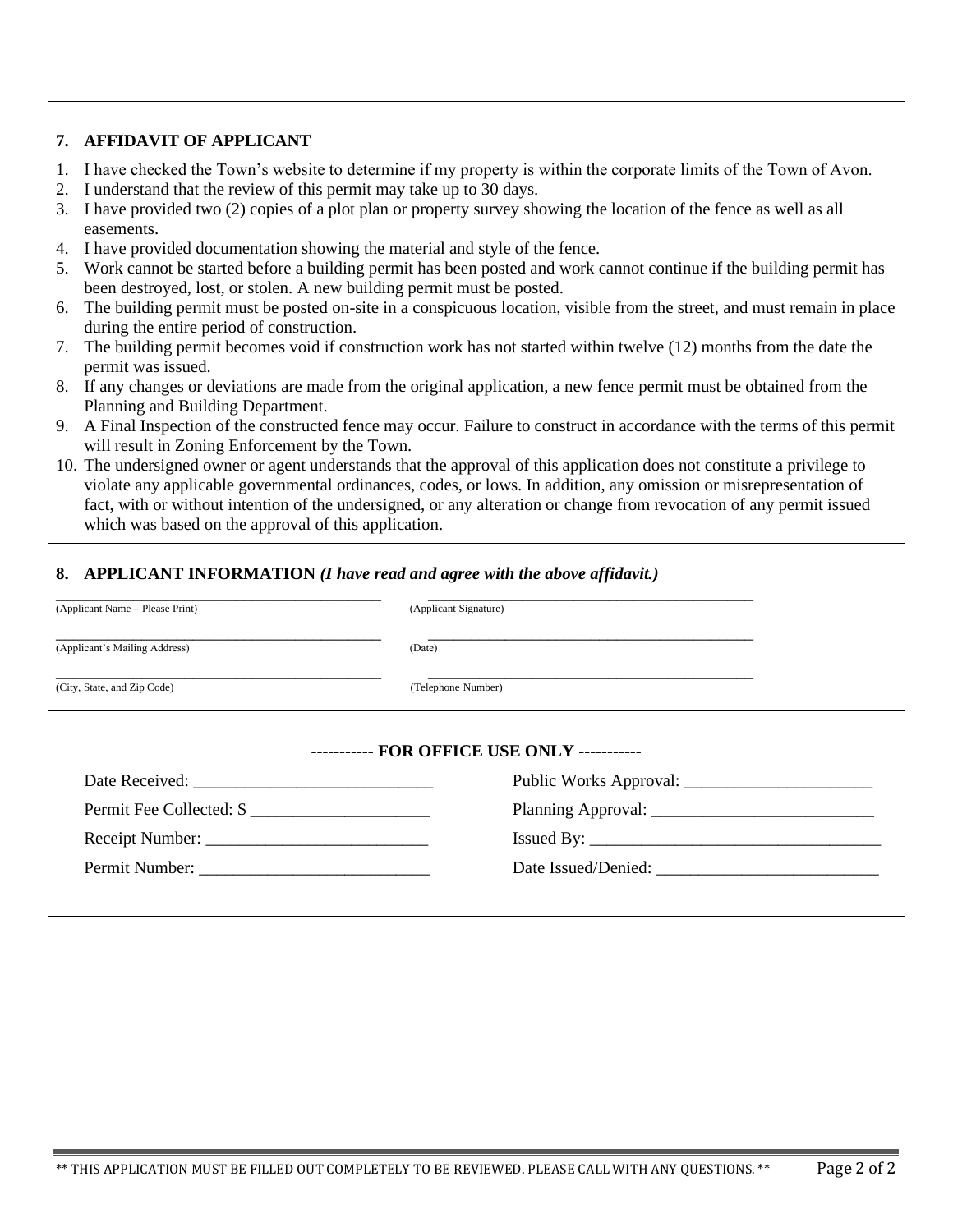## 7. AFFIDAVIT OF APPLICANT

1. I have checked the Town's website to determine if my property is within the corporate limits of the Town of Avon.
2. I understand that the review of this permit may take up to 30 days.
3. I have provided two (2) copies of a plot plan or property survey showing the location of the fence as well as all easements.
4. I have provided documentation showing the material and style of the fence.
5. Work cannot be started before a building permit has been posted and work cannot continue if the building permit has been destroyed, lost, or stolen. A new building permit must be posted.
6. The building permit must be posted on-site in a conspicuous location, visible from the street, and must remain in place during the entire period of construction.
7. The building permit becomes void if construction work has not started within twelve (12) months from the date the permit was issued.
8. If any changes or deviations are made from the original application, a new fence permit must be obtained from the Planning and Building Department.
9. A Final Inspection of the constructed fence may occur. Failure to construct in accordance with the terms of this permit will result in Zoning Enforcement by the Town.
10. The undersigned owner or agent understands that the approval of this application does not constitute a privilege to violate any applicable governmental ordinances, codes, or lows. In addition, any omission or misrepresentation of fact, with or without intention of the undersigned, or any alteration or change from revocation of any permit issued which was based on the approval of this application.

## 8. APPLICANT INFORMATION *(I have read and agree with the above affidavit.)*

| | |
|---|---|
| ____________________________________________ | ____________________________________________ |
| (Applicant Name – Please Print) | (Applicant Signature) |
| ____________________________________________ | ____________________________________________ |
| (Applicant's Mailing Address) | (Date) |
| ____________________________________________ | ____________________________________________ |
| (City, State, and Zip Code) | (Telephone Number) |

**----------- FOR OFFICE USE ONLY -----------**

| | |
|---|---|
| Date Received: ____________________________ | Public Works Approval: ______________________ |
| Permit Fee Collected: $ _____________________ | Planning Approval: __________________________ |
| Receipt Number: __________________________ | Issued By: __________________________________ |
| Permit Number: ___________________________ | Date Issued/Denied: __________________________ |

** THIS APPLICATION MUST BE FILLED OUT COMPLETELY TO BE REVIEWED. PLEASE CALL WITH ANY QUESTIONS. **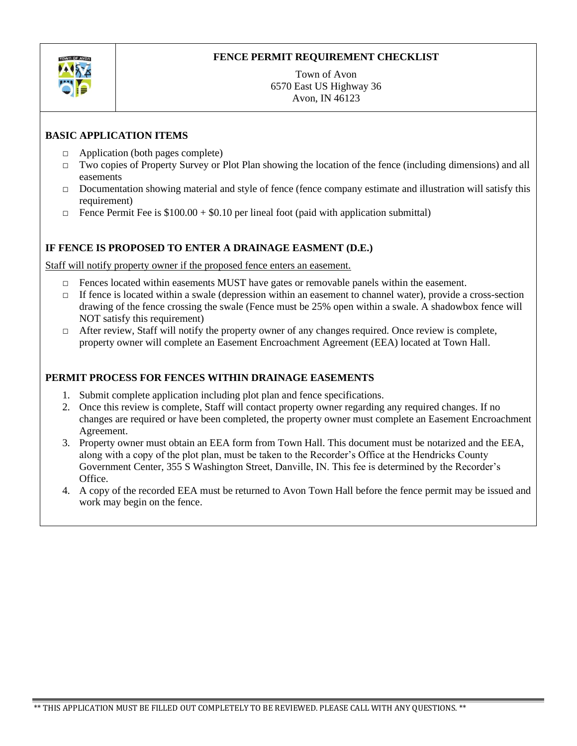# FENCE PERMIT REQUIREMENT CHECKLIST

Town of Avon
6570 East US Highway 36
Avon, IN 46123

## BASIC APPLICATION ITEMS

- □ Application (both pages complete)
- □ Two copies of Property Survey or Plot Plan showing the location of the fence (including dimensions) and all easements
- □ Documentation showing material and style of fence (fence company estimate and illustration will satisfy this requirement)
- □ Fence Permit Fee is $100.00 + $0.10 per lineal foot (paid with application submittal)

## IF FENCE IS PROPOSED TO ENTER A DRAINAGE EASMENT (D.E.)

<u>Staff will notify property owner if the proposed fence enters an easement.</u>

- □ Fences located within easements MUST have gates or removable panels within the easement.
- □ If fence is located within a swale (depression within an easement to channel water), provide a cross-section drawing of the fence crossing the swale (Fence must be 25% open within a swale. A shadowbox fence will NOT satisfy this requirement)
- □ After review, Staff will notify the property owner of any changes required. Once review is complete, property owner will complete an Easement Encroachment Agreement (EEA) located at Town Hall.

## PERMIT PROCESS FOR FENCES WITHIN DRAINAGE EASEMENTS

1. Submit complete application including plot plan and fence specifications.
2. Once this review is complete, Staff will contact property owner regarding any required changes. If no changes are required or have been completed, the property owner must complete an Easement Encroachment Agreement.
3. Property owner must obtain an EEA form from Town Hall. This document must be notarized and the EEA, along with a copy of the plot plan, must be taken to the Recorder's Office at the Hendricks County Government Center, 355 S Washington Street, Danville, IN. This fee is determined by the Recorder's Office.
4. A copy of the recorded EEA must be returned to Avon Town Hall before the fence permit may be issued and work may begin on the fence.

** THIS APPLICATION MUST BE FILLED OUT COMPLETELY TO BE REVIEWED. PLEASE CALL WITH ANY QUESTIONS. **